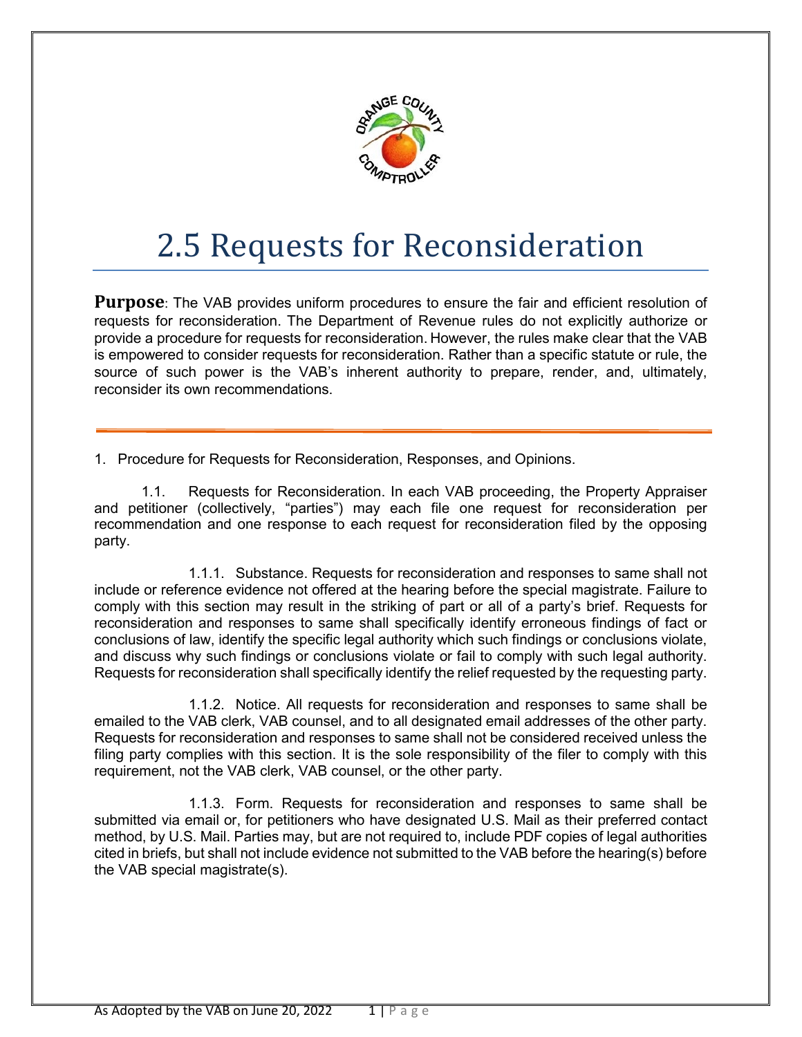# 2.5 Requests for Reconsideration

**Purpose**: The VAB provides uniform procedures to ensure the fair and efficient resolution of requests for reconsideration. The Department of Revenue rules do not explicitly authorize or provide a procedure for requests for reconsideration. However, the rules make clear that the VAB is empowered to consider requests for reconsideration. Rather than a specific statute or rule, the source of such power is the VAB's inherent authority to prepare, render, and, ultimately, reconsider its own recommendations.

---

1. Procedure for Requests for Reconsideration, Responses, and Opinions.

1.1. Requests for Reconsideration. In each VAB proceeding, the Property Appraiser and petitioner (collectively, "parties") may each file one request for reconsideration per recommendation and one response to each request for reconsideration filed by the opposing party.

1.1.1. Substance. Requests for reconsideration and responses to same shall not include or reference evidence not offered at the hearing before the special magistrate. Failure to comply with this section may result in the striking of part or all of a party's brief. Requests for reconsideration and responses to same shall specifically identify erroneous findings of fact or conclusions of law, identify the specific legal authority which such findings or conclusions violate, and discuss why such findings or conclusions violate or fail to comply with such legal authority. Requests for reconsideration shall specifically identify the relief requested by the requesting party.

1.1.2. Notice. All requests for reconsideration and responses to same shall be emailed to the VAB clerk, VAB counsel, and to all designated email addresses of the other party. Requests for reconsideration and responses to same shall not be considered received unless the filing party complies with this section. It is the sole responsibility of the filer to comply with this requirement, not the VAB clerk, VAB counsel, or the other party.

1.1.3. Form. Requests for reconsideration and responses to same shall be submitted via email or, for petitioners who have designated U.S. Mail as their preferred contact method, by U.S. Mail. Parties may, but are not required to, include PDF copies of legal authorities cited in briefs, but shall not include evidence not submitted to the VAB before the hearing(s) before the VAB special magistrate(s).

As Adopted by the VAB on June 20, 2022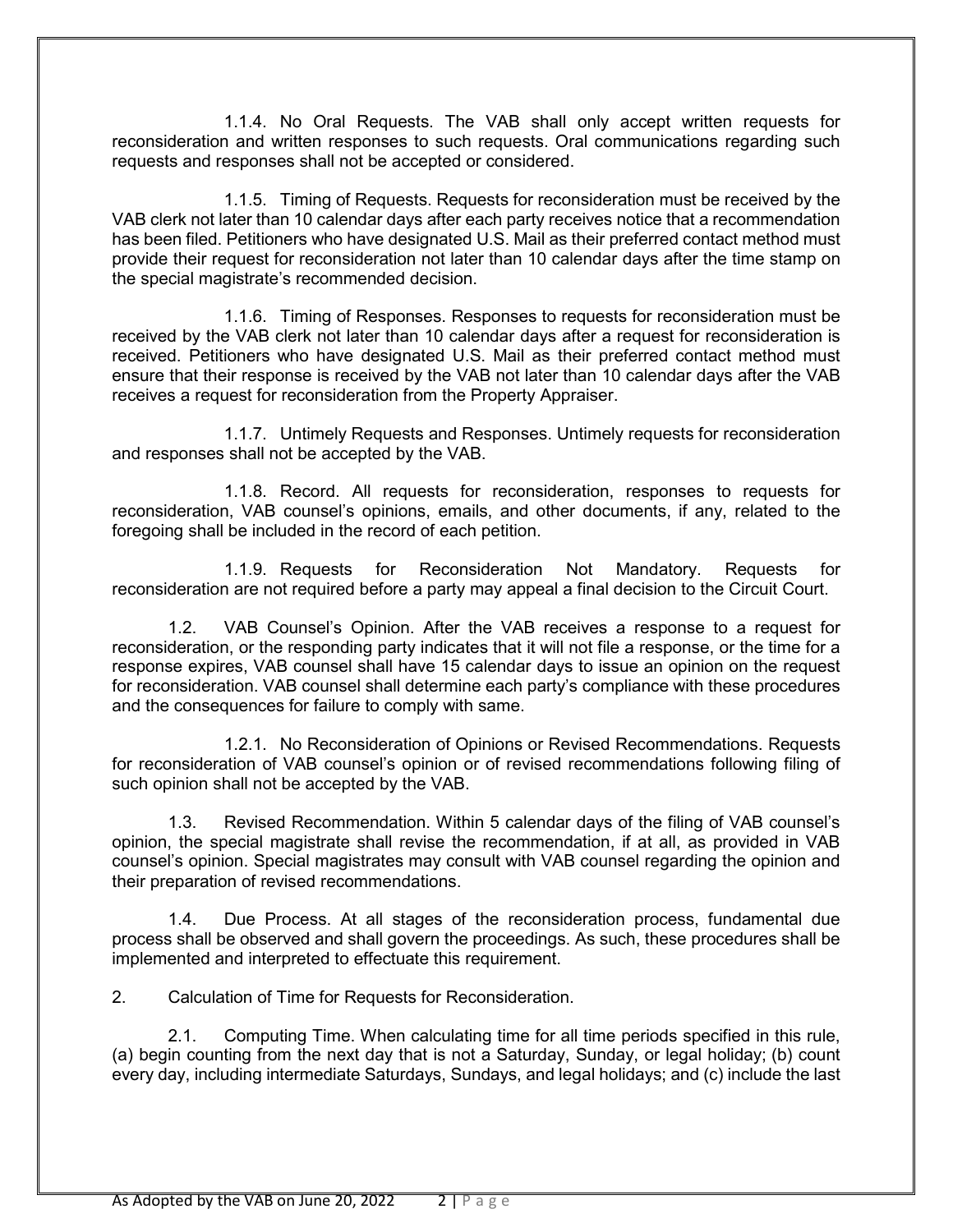1.1.4. No Oral Requests. The VAB shall only accept written requests for reconsideration and written responses to such requests. Oral communications regarding such requests and responses shall not be accepted or considered.

1.1.5. Timing of Requests. Requests for reconsideration must be received by the VAB clerk not later than 10 calendar days after each party receives notice that a recommendation has been filed. Petitioners who have designated U.S. Mail as their preferred contact method must provide their request for reconsideration not later than 10 calendar days after the time stamp on the special magistrate's recommended decision.

1.1.6. Timing of Responses. Responses to requests for reconsideration must be received by the VAB clerk not later than 10 calendar days after a request for reconsideration is received. Petitioners who have designated U.S. Mail as their preferred contact method must ensure that their response is received by the VAB not later than 10 calendar days after the VAB receives a request for reconsideration from the Property Appraiser.

1.1.7. Untimely Requests and Responses. Untimely requests for reconsideration and responses shall not be accepted by the VAB.

1.1.8. Record. All requests for reconsideration, responses to requests for reconsideration, VAB counsel's opinions, emails, and other documents, if any, related to the foregoing shall be included in the record of each petition.

1.1.9. Requests for Reconsideration Not Mandatory. Requests for reconsideration are not required before a party may appeal a final decision to the Circuit Court.

1.2. VAB Counsel's Opinion. After the VAB receives a response to a request for reconsideration, or the responding party indicates that it will not file a response, or the time for a response expires, VAB counsel shall have 15 calendar days to issue an opinion on the request for reconsideration. VAB counsel shall determine each party's compliance with these procedures and the consequences for failure to comply with same.

1.2.1. No Reconsideration of Opinions or Revised Recommendations. Requests for reconsideration of VAB counsel's opinion or of revised recommendations following filing of such opinion shall not be accepted by the VAB.

1.3. Revised Recommendation. Within 5 calendar days of the filing of VAB counsel's opinion, the special magistrate shall revise the recommendation, if at all, as provided in VAB counsel's opinion. Special magistrates may consult with VAB counsel regarding the opinion and their preparation of revised recommendations.

1.4. Due Process. At all stages of the reconsideration process, fundamental due process shall be observed and shall govern the proceedings. As such, these procedures shall be implemented and interpreted to effectuate this requirement.

2. Calculation of Time for Requests for Reconsideration.

2.1. Computing Time. When calculating time for all time periods specified in this rule, (a) begin counting from the next day that is not a Saturday, Sunday, or legal holiday; (b) count every day, including intermediate Saturdays, Sundays, and legal holidays; and (c) include the last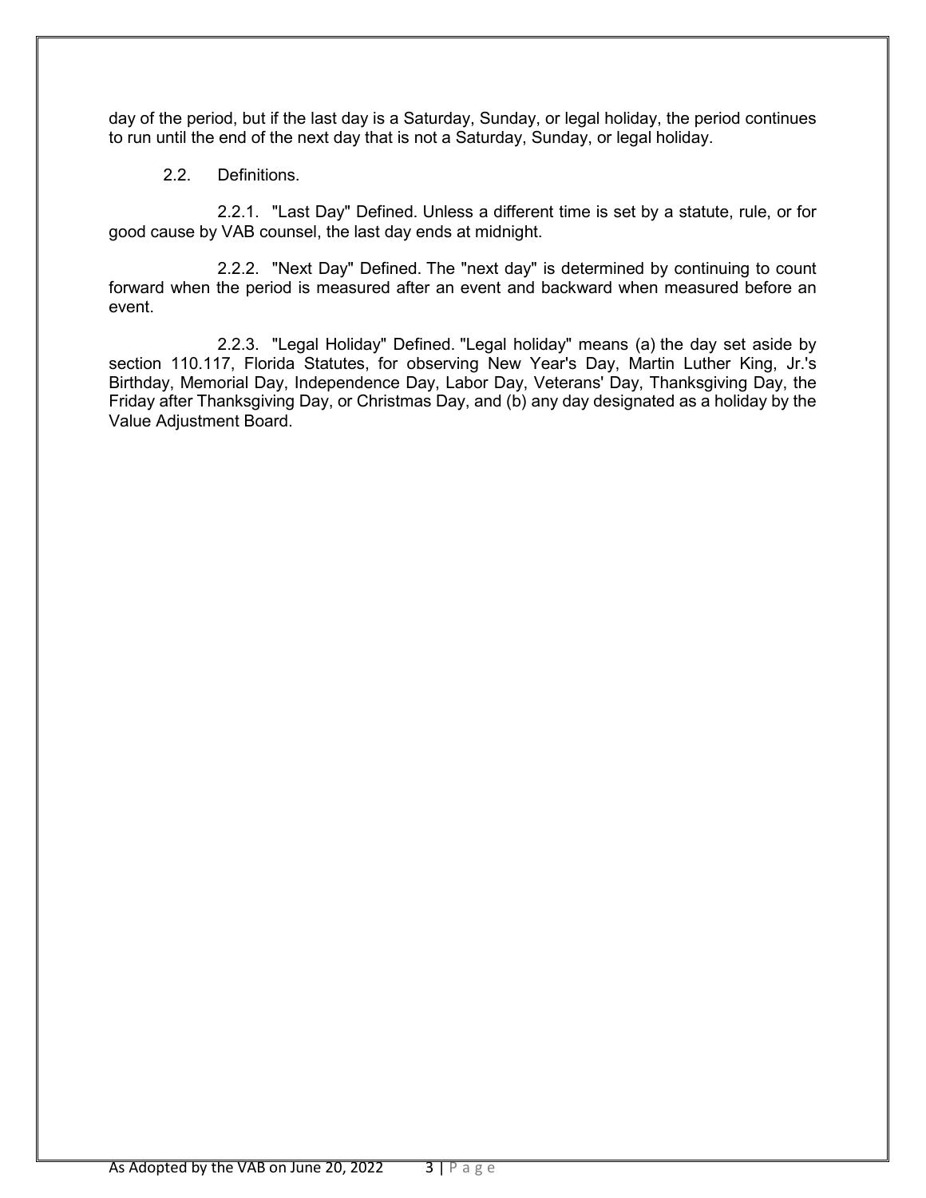day of the period, but if the last day is a Saturday, Sunday, or legal holiday, the period continues to run until the end of the next day that is not a Saturday, Sunday, or legal holiday.

2.2. Definitions.

2.2.1. "Last Day" Defined. Unless a different time is set by a statute, rule, or for good cause by VAB counsel, the last day ends at midnight.

2.2.2. "Next Day" Defined. The "next day" is determined by continuing to count forward when the period is measured after an event and backward when measured before an event.

2.2.3. "Legal Holiday" Defined. "Legal holiday" means (a) the day set aside by section 110.117, Florida Statutes, for observing New Year's Day, Martin Luther King, Jr.'s Birthday, Memorial Day, Independence Day, Labor Day, Veterans' Day, Thanksgiving Day, the Friday after Thanksgiving Day, or Christmas Day, and (b) any day designated as a holiday by the Value Adjustment Board.